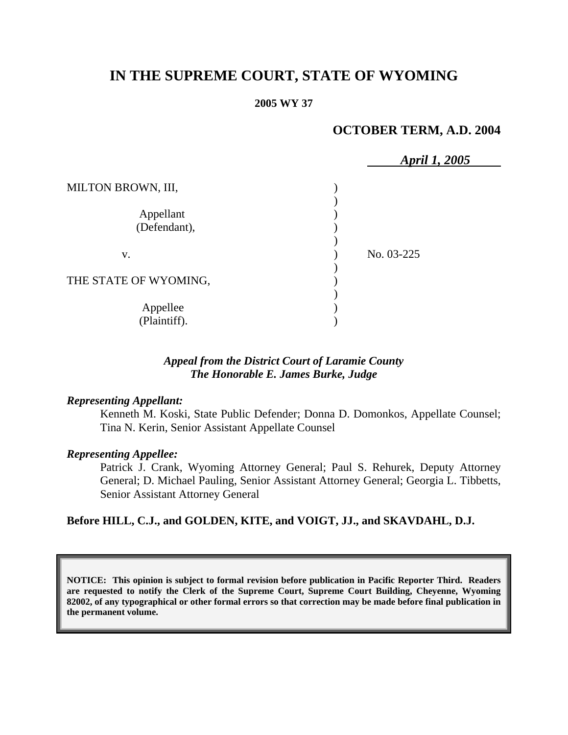# IN THE SUPREME COURT, STATE OF WYOMING

**2005 WY 37**

**OCTOBER TERM, A.D. 2004**

*April 1, 2005*

MILTON BROWN, III,

Appellant (Defendant),

v.

THE STATE OF WYOMING,

Appellee (Plaintiff).

No. 03-225

*Appeal from the District Court of Laramie County*
*The Honorable E. James Burke, Judge*

***Representing Appellant:***

Kenneth M. Koski, State Public Defender; Donna D. Domonkos, Appellate Counsel; Tina N. Kerin, Senior Assistant Appellate Counsel

***Representing Appellee:***

Patrick J. Crank, Wyoming Attorney General; Paul S. Rehurek, Deputy Attorney General; D. Michael Pauling, Senior Assistant Attorney General; Georgia L. Tibbetts, Senior Assistant Attorney General

**Before HILL, C.J., and GOLDEN, KITE, and VOIGT, JJ., and SKAVDAHL, D.J.**

**NOTICE: This opinion is subject to formal revision before publication in Pacific Reporter Third. Readers are requested to notify the Clerk of the Supreme Court, Supreme Court Building, Cheyenne, Wyoming 82002, of any typographical or other formal errors so that correction may be made before final publication in the permanent volume.**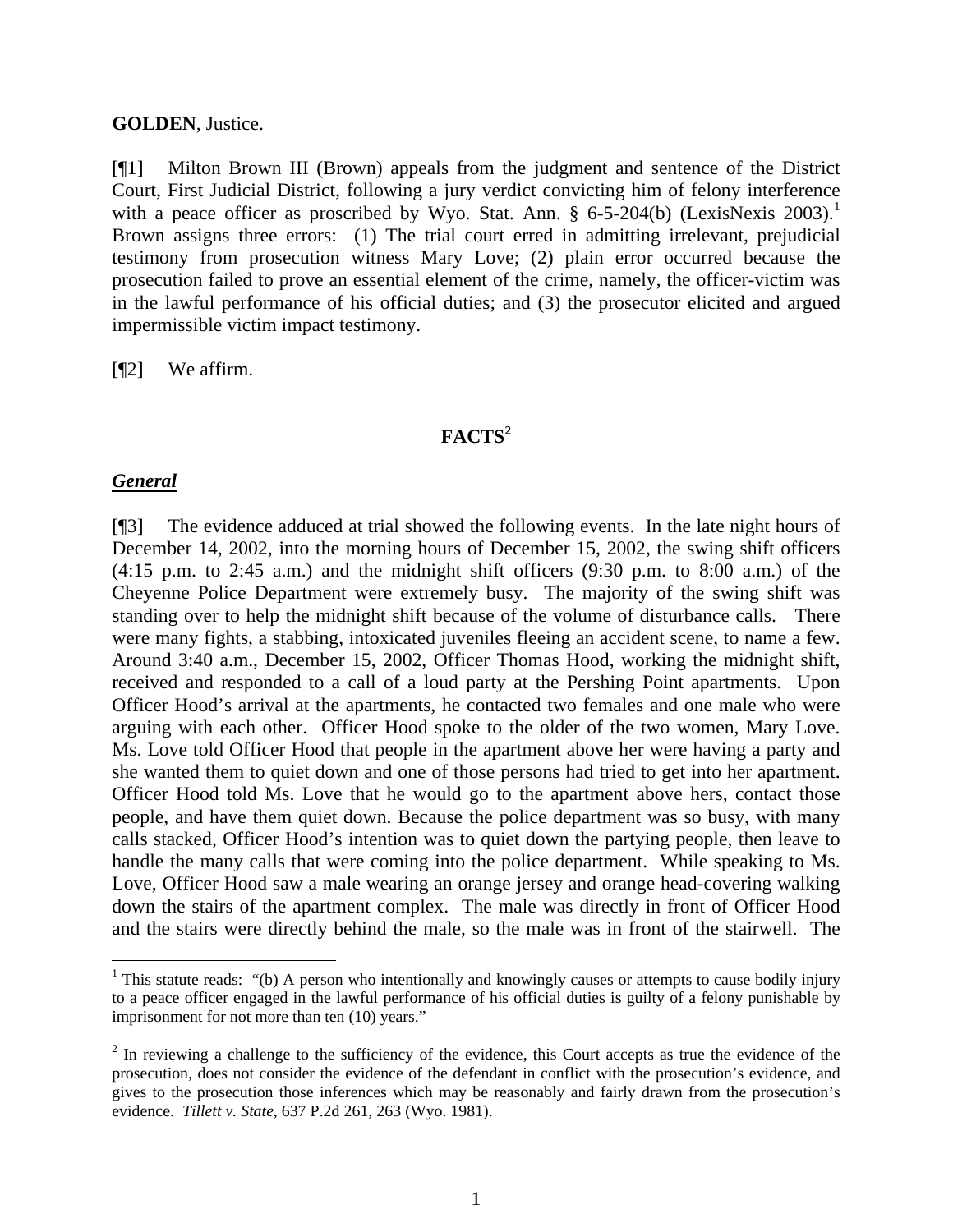**GOLDEN**, Justice.

[¶1] Milton Brown III (Brown) appeals from the judgment and sentence of the District Court, First Judicial District, following a jury verdict convicting him of felony interference with a peace officer as proscribed by Wyo. Stat. Ann. § 6-5-204(b) (LexisNexis 2003).[1] Brown assigns three errors: (1) The trial court erred in admitting irrelevant, prejudicial testimony from prosecution witness Mary Love; (2) plain error occurred because the prosecution failed to prove an essential element of the crime, namely, the officer-victim was in the lawful performance of his official duties; and (3) the prosecutor elicited and argued impermissible victim impact testimony.

[¶2] We affirm.

## FACTS[2]

### ***General***

[¶3] The evidence adduced at trial showed the following events. In the late night hours of December 14, 2002, into the morning hours of December 15, 2002, the swing shift officers (4:15 p.m. to 2:45 a.m.) and the midnight shift officers (9:30 p.m. to 8:00 a.m.) of the Cheyenne Police Department were extremely busy. The majority of the swing shift was standing over to help the midnight shift because of the volume of disturbance calls. There were many fights, a stabbing, intoxicated juveniles fleeing an accident scene, to name a few. Around 3:40 a.m., December 15, 2002, Officer Thomas Hood, working the midnight shift, received and responded to a call of a loud party at the Pershing Point apartments. Upon Officer Hood's arrival at the apartments, he contacted two females and one male who were arguing with each other. Officer Hood spoke to the older of the two women, Mary Love. Ms. Love told Officer Hood that people in the apartment above her were having a party and she wanted them to quiet down and one of those persons had tried to get into her apartment. Officer Hood told Ms. Love that he would go to the apartment above hers, contact those people, and have them quiet down. Because the police department was so busy, with many calls stacked, Officer Hood's intention was to quiet down the partying people, then leave to handle the many calls that were coming into the police department. While speaking to Ms. Love, Officer Hood saw a male wearing an orange jersey and orange head-covering walking down the stairs of the apartment complex. The male was directly in front of Officer Hood and the stairs were directly behind the male, so the male was in front of the stairwell. The

---

[1] This statute reads: "(b) A person who intentionally and knowingly causes or attempts to cause bodily injury to a peace officer engaged in the lawful performance of his official duties is guilty of a felony punishable by imprisonment for not more than ten (10) years."

[2] In reviewing a challenge to the sufficiency of the evidence, this Court accepts as true the evidence of the prosecution, does not consider the evidence of the defendant in conflict with the prosecution's evidence, and gives to the prosecution those inferences which may be reasonably and fairly drawn from the prosecution's evidence. *Tillett v. State*, 637 P.2d 261, 263 (Wyo. 1981).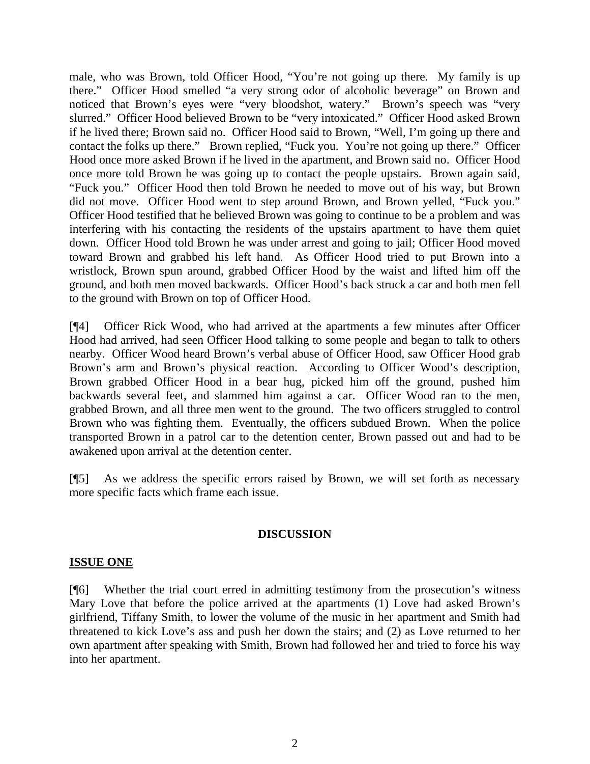male, who was Brown, told Officer Hood, "You're not going up there. My family is up there." Officer Hood smelled "a very strong odor of alcoholic beverage" on Brown and noticed that Brown's eyes were "very bloodshot, watery." Brown's speech was "very slurred." Officer Hood believed Brown to be "very intoxicated." Officer Hood asked Brown if he lived there; Brown said no. Officer Hood said to Brown, "Well, I'm going up there and contact the folks up there." Brown replied, "Fuck you. You're not going up there." Officer Hood once more asked Brown if he lived in the apartment, and Brown said no. Officer Hood once more told Brown he was going up to contact the people upstairs. Brown again said, "Fuck you." Officer Hood then told Brown he needed to move out of his way, but Brown did not move. Officer Hood went to step around Brown, and Brown yelled, "Fuck you." Officer Hood testified that he believed Brown was going to continue to be a problem and was interfering with his contacting the residents of the upstairs apartment to have them quiet down. Officer Hood told Brown he was under arrest and going to jail; Officer Hood moved toward Brown and grabbed his left hand. As Officer Hood tried to put Brown into a wristlock, Brown spun around, grabbed Officer Hood by the waist and lifted him off the ground, and both men moved backwards. Officer Hood's back struck a car and both men fell to the ground with Brown on top of Officer Hood.

[¶4] Officer Rick Wood, who had arrived at the apartments a few minutes after Officer Hood had arrived, had seen Officer Hood talking to some people and began to talk to others nearby. Officer Wood heard Brown's verbal abuse of Officer Hood, saw Officer Hood grab Brown's arm and Brown's physical reaction. According to Officer Wood's description, Brown grabbed Officer Hood in a bear hug, picked him off the ground, pushed him backwards several feet, and slammed him against a car. Officer Wood ran to the men, grabbed Brown, and all three men went to the ground. The two officers struggled to control Brown who was fighting them. Eventually, the officers subdued Brown. When the police transported Brown in a patrol car to the detention center, Brown passed out and had to be awakened upon arrival at the detention center.

[¶5] As we address the specific errors raised by Brown, we will set forth as necessary more specific facts which frame each issue.

## DISCUSSION

### ISSUE ONE

[¶6] Whether the trial court erred in admitting testimony from the prosecution's witness Mary Love that before the police arrived at the apartments (1) Love had asked Brown's girlfriend, Tiffany Smith, to lower the volume of the music in her apartment and Smith had threatened to kick Love's ass and push her down the stairs; and (2) as Love returned to her own apartment after speaking with Smith, Brown had followed her and tried to force his way into her apartment.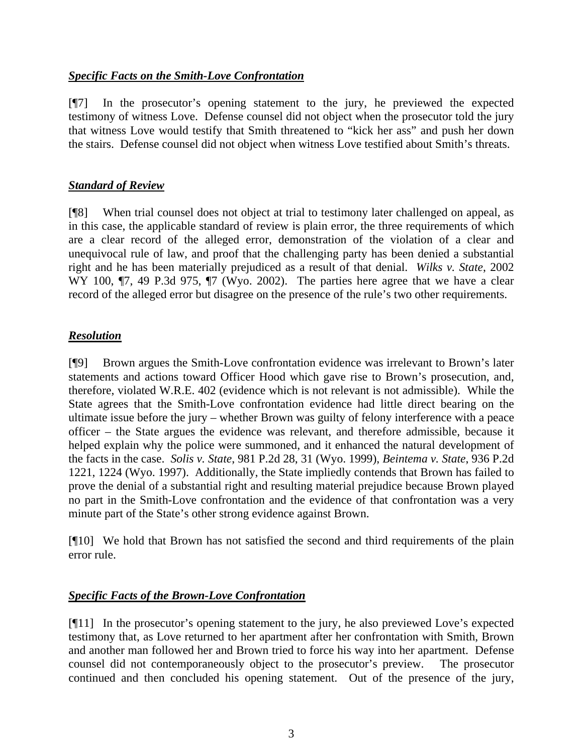***Specific Facts on the Smith-Love Confrontation***

[¶7] In the prosecutor's opening statement to the jury, he previewed the expected testimony of witness Love. Defense counsel did not object when the prosecutor told the jury that witness Love would testify that Smith threatened to "kick her ass" and push her down the stairs. Defense counsel did not object when witness Love testified about Smith's threats.

***Standard of Review***

[¶8] When trial counsel does not object at trial to testimony later challenged on appeal, as in this case, the applicable standard of review is plain error, the three requirements of which are a clear record of the alleged error, demonstration of the violation of a clear and unequivocal rule of law, and proof that the challenging party has been denied a substantial right and he has been materially prejudiced as a result of that denial. *Wilks v. State*, 2002 WY 100, ¶7, 49 P.3d 975, ¶7 (Wyo. 2002). The parties here agree that we have a clear record of the alleged error but disagree on the presence of the rule's two other requirements.

***Resolution***

[¶9] Brown argues the Smith-Love confrontation evidence was irrelevant to Brown's later statements and actions toward Officer Hood which gave rise to Brown's prosecution, and, therefore, violated W.R.E. 402 (evidence which is not relevant is not admissible). While the State agrees that the Smith-Love confrontation evidence had little direct bearing on the ultimate issue before the jury – whether Brown was guilty of felony interference with a peace officer – the State argues the evidence was relevant, and therefore admissible, because it helped explain why the police were summoned, and it enhanced the natural development of the facts in the case. *Solis v. State*, 981 P.2d 28, 31 (Wyo. 1999), *Beintema v. State*, 936 P.2d 1221, 1224 (Wyo. 1997). Additionally, the State impliedly contends that Brown has failed to prove the denial of a substantial right and resulting material prejudice because Brown played no part in the Smith-Love confrontation and the evidence of that confrontation was a very minute part of the State's other strong evidence against Brown.

[¶10] We hold that Brown has not satisfied the second and third requirements of the plain error rule.

***Specific Facts of the Brown-Love Confrontation***

[¶11] In the prosecutor's opening statement to the jury, he also previewed Love's expected testimony that, as Love returned to her apartment after her confrontation with Smith, Brown and another man followed her and Brown tried to force his way into her apartment. Defense counsel did not contemporaneously object to the prosecutor's preview. The prosecutor continued and then concluded his opening statement. Out of the presence of the jury,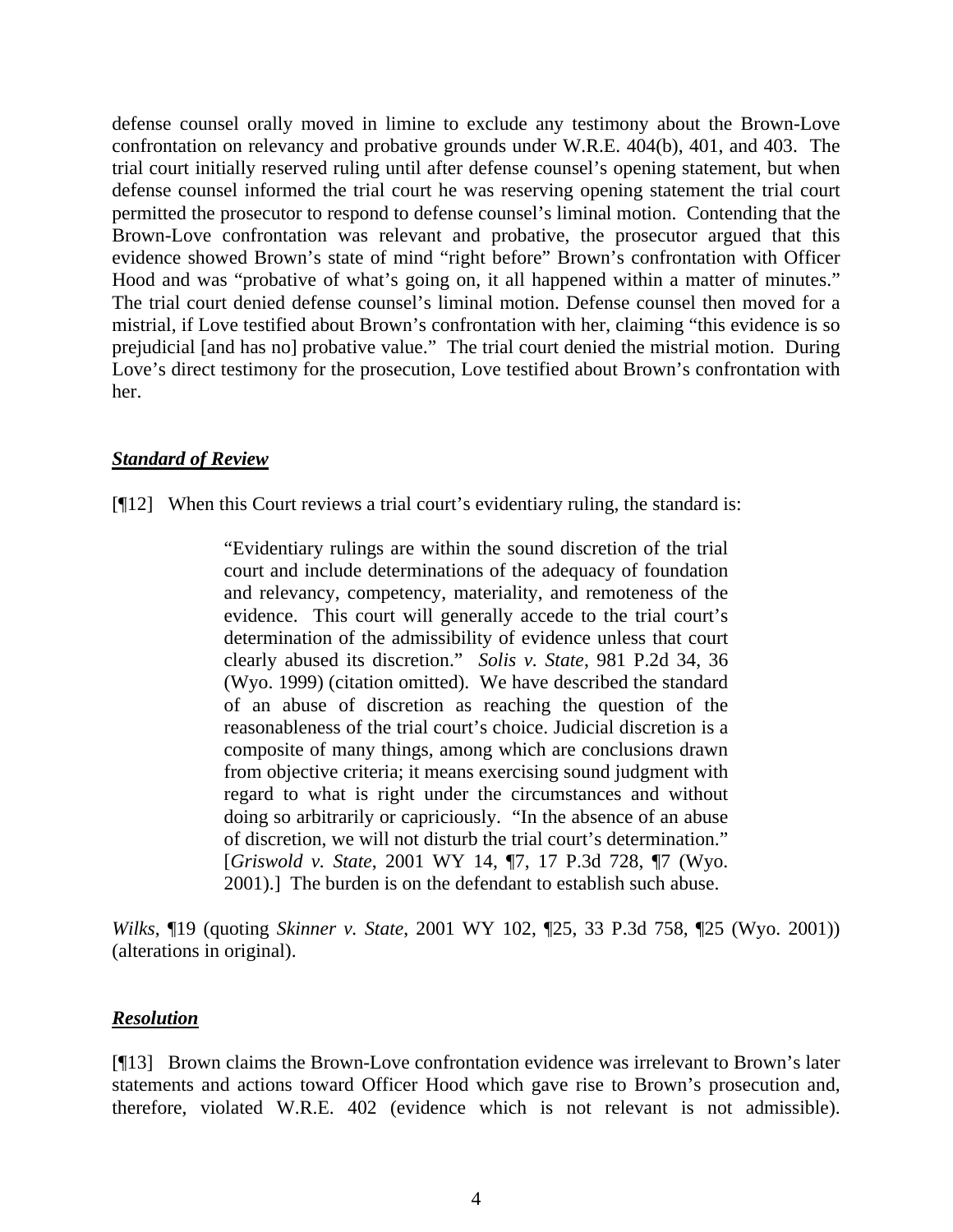defense counsel orally moved in limine to exclude any testimony about the Brown-Love confrontation on relevancy and probative grounds under W.R.E. 404(b), 401, and 403. The trial court initially reserved ruling until after defense counsel's opening statement, but when defense counsel informed the trial court he was reserving opening statement the trial court permitted the prosecutor to respond to defense counsel's liminal motion. Contending that the Brown-Love confrontation was relevant and probative, the prosecutor argued that this evidence showed Brown's state of mind "right before" Brown's confrontation with Officer Hood and was "probative of what's going on, it all happened within a matter of minutes." The trial court denied defense counsel's liminal motion. Defense counsel then moved for a mistrial, if Love testified about Brown's confrontation with her, claiming "this evidence is so prejudicial [and has no] probative value." The trial court denied the mistrial motion. During Love's direct testimony for the prosecution, Love testified about Brown's confrontation with her.

### ***Standard of Review***

[¶12] When this Court reviews a trial court's evidentiary ruling, the standard is:

> "Evidentiary rulings are within the sound discretion of the trial court and include determinations of the adequacy of foundation and relevancy, competency, materiality, and remoteness of the evidence. This court will generally accede to the trial court's determination of the admissibility of evidence unless that court clearly abused its discretion." *Solis v. State*, 981 P.2d 34, 36 (Wyo. 1999) (citation omitted). We have described the standard of an abuse of discretion as reaching the question of the reasonableness of the trial court's choice. Judicial discretion is a composite of many things, among which are conclusions drawn from objective criteria; it means exercising sound judgment with regard to what is right under the circumstances and without doing so arbitrarily or capriciously. "In the absence of an abuse of discretion, we will not disturb the trial court's determination." [*Griswold v. State*, 2001 WY 14, ¶7, 17 P.3d 728, ¶7 (Wyo. 2001).] The burden is on the defendant to establish such abuse.

*Wilks*, ¶19 (quoting *Skinner v. State*, 2001 WY 102, ¶25, 33 P.3d 758, ¶25 (Wyo. 2001)) (alterations in original).

### ***Resolution***

[¶13] Brown claims the Brown-Love confrontation evidence was irrelevant to Brown's later statements and actions toward Officer Hood which gave rise to Brown's prosecution and, therefore, violated W.R.E. 402 (evidence which is not relevant is not admissible).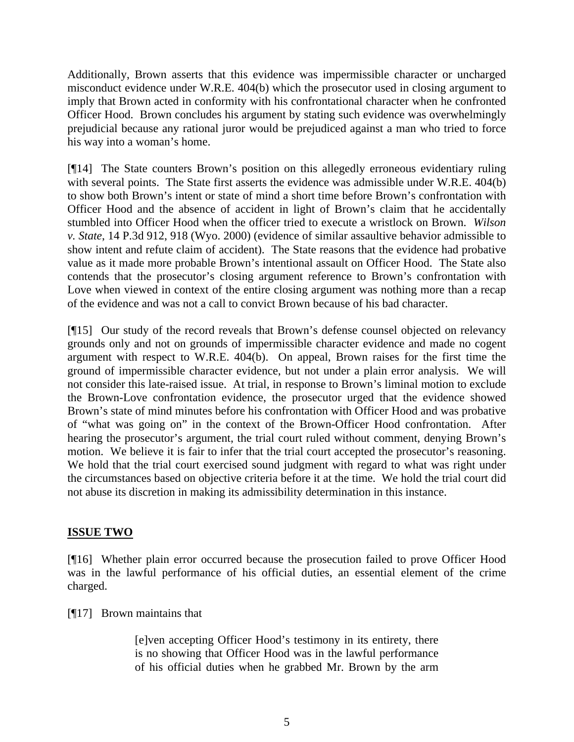Additionally, Brown asserts that this evidence was impermissible character or uncharged misconduct evidence under W.R.E. 404(b) which the prosecutor used in closing argument to imply that Brown acted in conformity with his confrontational character when he confronted Officer Hood. Brown concludes his argument by stating such evidence was overwhelmingly prejudicial because any rational juror would be prejudiced against a man who tried to force his way into a woman's home.

[¶14] The State counters Brown's position on this allegedly erroneous evidentiary ruling with several points. The State first asserts the evidence was admissible under W.R.E. 404(b) to show both Brown's intent or state of mind a short time before Brown's confrontation with Officer Hood and the absence of accident in light of Brown's claim that he accidentally stumbled into Officer Hood when the officer tried to execute a wristlock on Brown. *Wilson v. State*, 14 P.3d 912, 918 (Wyo. 2000) (evidence of similar assaultive behavior admissible to show intent and refute claim of accident). The State reasons that the evidence had probative value as it made more probable Brown's intentional assault on Officer Hood. The State also contends that the prosecutor's closing argument reference to Brown's confrontation with Love when viewed in context of the entire closing argument was nothing more than a recap of the evidence and was not a call to convict Brown because of his bad character.

[¶15] Our study of the record reveals that Brown's defense counsel objected on relevancy grounds only and not on grounds of impermissible character evidence and made no cogent argument with respect to W.R.E. 404(b). On appeal, Brown raises for the first time the ground of impermissible character evidence, but not under a plain error analysis. We will not consider this late-raised issue. At trial, in response to Brown's liminal motion to exclude the Brown-Love confrontation evidence, the prosecutor urged that the evidence showed Brown's state of mind minutes before his confrontation with Officer Hood and was probative of "what was going on" in the context of the Brown-Officer Hood confrontation. After hearing the prosecutor's argument, the trial court ruled without comment, denying Brown's motion. We believe it is fair to infer that the trial court accepted the prosecutor's reasoning. We hold that the trial court exercised sound judgment with regard to what was right under the circumstances based on objective criteria before it at the time. We hold the trial court did not abuse its discretion in making its admissibility determination in this instance.

## **ISSUE TWO**

[¶16] Whether plain error occurred because the prosecution failed to prove Officer Hood was in the lawful performance of his official duties, an essential element of the crime charged.

[¶17] Brown maintains that

> [e]ven accepting Officer Hood's testimony in its entirety, there is no showing that Officer Hood was in the lawful performance of his official duties when he grabbed Mr. Brown by the arm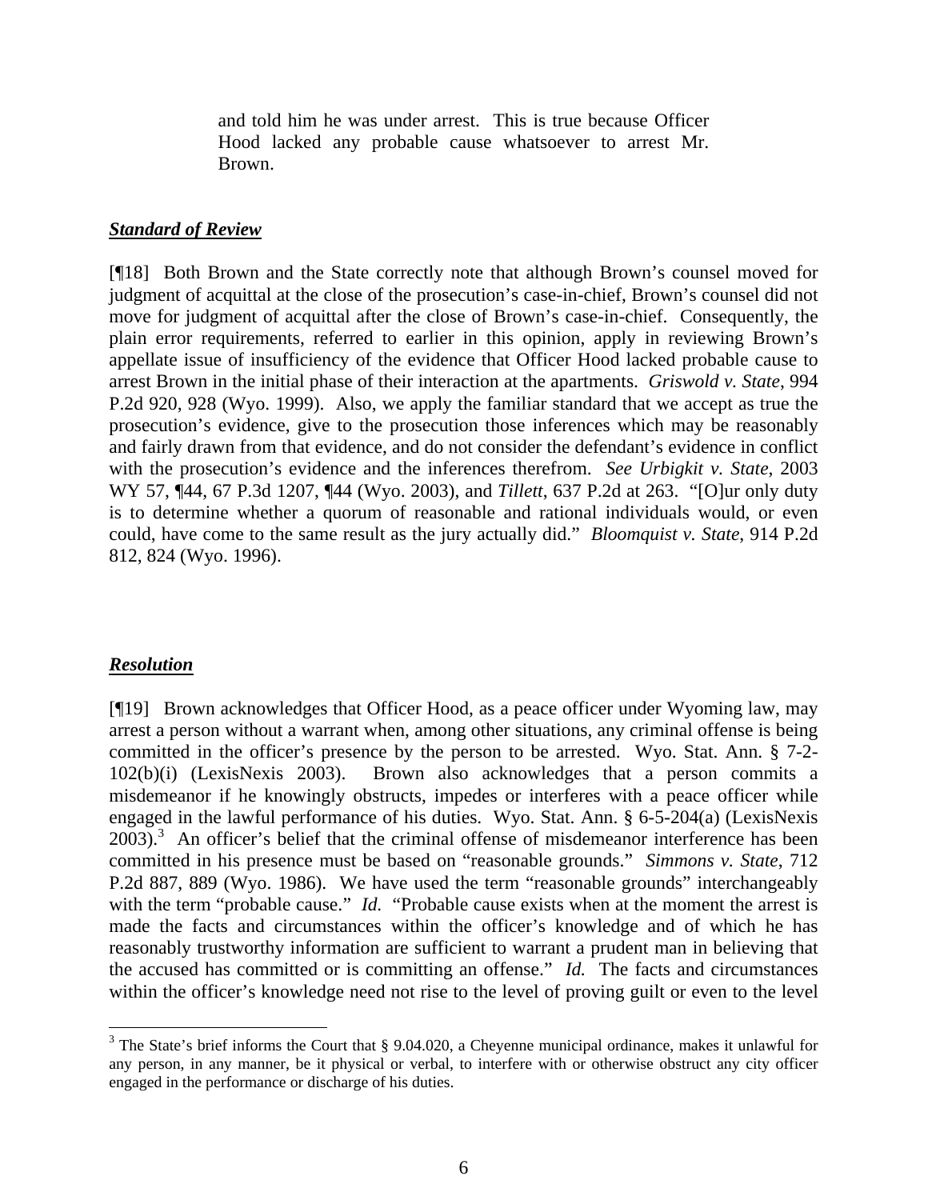> and told him he was under arrest. This is true because Officer Hood lacked any probable cause whatsoever to arrest Mr. Brown.

***Standard of Review***

[¶18] Both Brown and the State correctly note that although Brown's counsel moved for judgment of acquittal at the close of the prosecution's case-in-chief, Brown's counsel did not move for judgment of acquittal after the close of Brown's case-in-chief. Consequently, the plain error requirements, referred to earlier in this opinion, apply in reviewing Brown's appellate issue of insufficiency of the evidence that Officer Hood lacked probable cause to arrest Brown in the initial phase of their interaction at the apartments. *Griswold v. State*, 994 P.2d 920, 928 (Wyo. 1999). Also, we apply the familiar standard that we accept as true the prosecution's evidence, give to the prosecution those inferences which may be reasonably and fairly drawn from that evidence, and do not consider the defendant's evidence in conflict with the prosecution's evidence and the inferences therefrom. *See Urbigkit v. State*, 2003 WY 57, ¶44, 67 P.3d 1207, ¶44 (Wyo. 2003), and *Tillett*, 637 P.2d at 263. "[O]ur only duty is to determine whether a quorum of reasonable and rational individuals would, or even could, have come to the same result as the jury actually did." *Bloomquist v. State*, 914 P.2d 812, 824 (Wyo. 1996).

***Resolution***

[¶19] Brown acknowledges that Officer Hood, as a peace officer under Wyoming law, may arrest a person without a warrant when, among other situations, any criminal offense is being committed in the officer's presence by the person to be arrested. Wyo. Stat. Ann. § 7-2-102(b)(i) (LexisNexis 2003). Brown also acknowledges that a person commits a misdemeanor if he knowingly obstructs, impedes or interferes with a peace officer while engaged in the lawful performance of his duties. Wyo. Stat. Ann. § 6-5-204(a) (LexisNexis 2003).[3] An officer's belief that the criminal offense of misdemeanor interference has been committed in his presence must be based on "reasonable grounds." *Simmons v. State*, 712 P.2d 887, 889 (Wyo. 1986). We have used the term "reasonable grounds" interchangeably with the term "probable cause." *Id.* "Probable cause exists when at the moment the arrest is made the facts and circumstances within the officer's knowledge and of which he has reasonably trustworthy information are sufficient to warrant a prudent man in believing that the accused has committed or is committing an offense." *Id.* The facts and circumstances within the officer's knowledge need not rise to the level of proving guilt or even to the level

---

[3] The State's brief informs the Court that § 9.04.020, a Cheyenne municipal ordinance, makes it unlawful for any person, in any manner, be it physical or verbal, to interfere with or otherwise obstruct any city officer engaged in the performance or discharge of his duties.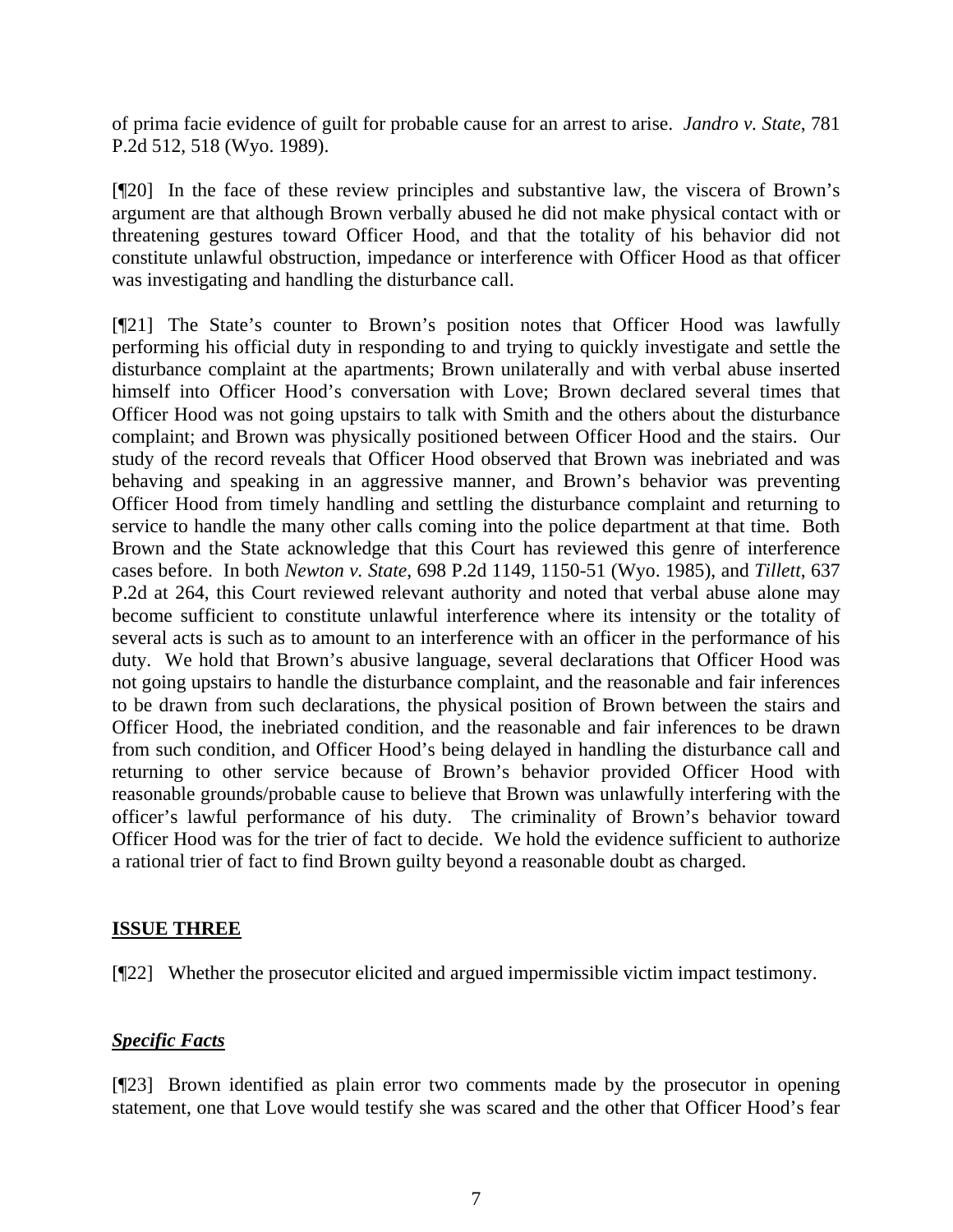of prima facie evidence of guilt for probable cause for an arrest to arise. *Jandro v. State*, 781 P.2d 512, 518 (Wyo. 1989).

[¶20] In the face of these review principles and substantive law, the viscera of Brown's argument are that although Brown verbally abused he did not make physical contact with or threatening gestures toward Officer Hood, and that the totality of his behavior did not constitute unlawful obstruction, impedance or interference with Officer Hood as that officer was investigating and handling the disturbance call.

[¶21] The State's counter to Brown's position notes that Officer Hood was lawfully performing his official duty in responding to and trying to quickly investigate and settle the disturbance complaint at the apartments; Brown unilaterally and with verbal abuse inserted himself into Officer Hood's conversation with Love; Brown declared several times that Officer Hood was not going upstairs to talk with Smith and the others about the disturbance complaint; and Brown was physically positioned between Officer Hood and the stairs. Our study of the record reveals that Officer Hood observed that Brown was inebriated and was behaving and speaking in an aggressive manner, and Brown's behavior was preventing Officer Hood from timely handling and settling the disturbance complaint and returning to service to handle the many other calls coming into the police department at that time. Both Brown and the State acknowledge that this Court has reviewed this genre of interference cases before. In both *Newton v. State*, 698 P.2d 1149, 1150-51 (Wyo. 1985), and *Tillett*, 637 P.2d at 264, this Court reviewed relevant authority and noted that verbal abuse alone may become sufficient to constitute unlawful interference where its intensity or the totality of several acts is such as to amount to an interference with an officer in the performance of his duty. We hold that Brown's abusive language, several declarations that Officer Hood was not going upstairs to handle the disturbance complaint, and the reasonable and fair inferences to be drawn from such declarations, the physical position of Brown between the stairs and Officer Hood, the inebriated condition, and the reasonable and fair inferences to be drawn from such condition, and Officer Hood's being delayed in handling the disturbance call and returning to other service because of Brown's behavior provided Officer Hood with reasonable grounds/probable cause to believe that Brown was unlawfully interfering with the officer's lawful performance of his duty. The criminality of Brown's behavior toward Officer Hood was for the trier of fact to decide. We hold the evidence sufficient to authorize a rational trier of fact to find Brown guilty beyond a reasonable doubt as charged.

## ISSUE THREE

[¶22] Whether the prosecutor elicited and argued impermissible victim impact testimony.

### *Specific Facts*

[¶23] Brown identified as plain error two comments made by the prosecutor in opening statement, one that Love would testify she was scared and the other that Officer Hood's fear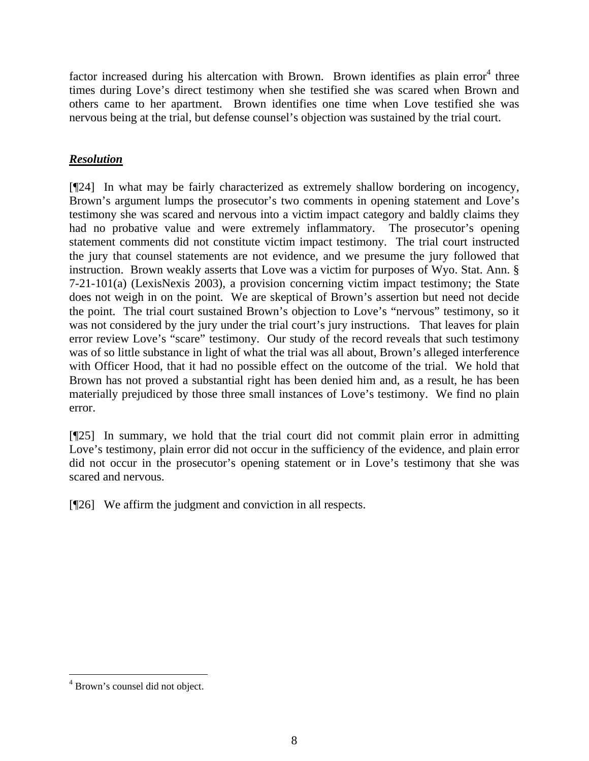factor increased during his altercation with Brown. Brown identifies as plain error[4] three times during Love's direct testimony when she testified she was scared when Brown and others came to her apartment. Brown identifies one time when Love testified she was nervous being at the trial, but defense counsel's objection was sustained by the trial court.

***Resolution***

[¶24] In what may be fairly characterized as extremely shallow bordering on incogency, Brown's argument lumps the prosecutor's two comments in opening statement and Love's testimony she was scared and nervous into a victim impact category and baldly claims they had no probative value and were extremely inflammatory. The prosecutor's opening statement comments did not constitute victim impact testimony. The trial court instructed the jury that counsel statements are not evidence, and we presume the jury followed that instruction. Brown weakly asserts that Love was a victim for purposes of Wyo. Stat. Ann. § 7-21-101(a) (LexisNexis 2003), a provision concerning victim impact testimony; the State does not weigh in on the point. We are skeptical of Brown's assertion but need not decide the point. The trial court sustained Brown's objection to Love's "nervous" testimony, so it was not considered by the jury under the trial court's jury instructions. That leaves for plain error review Love's "scare" testimony. Our study of the record reveals that such testimony was of so little substance in light of what the trial was all about, Brown's alleged interference with Officer Hood, that it had no possible effect on the outcome of the trial. We hold that Brown has not proved a substantial right has been denied him and, as a result, he has been materially prejudiced by those three small instances of Love's testimony. We find no plain error.

[¶25] In summary, we hold that the trial court did not commit plain error in admitting Love's testimony, plain error did not occur in the sufficiency of the evidence, and plain error did not occur in the prosecutor's opening statement or in Love's testimony that she was scared and nervous.

[¶26] We affirm the judgment and conviction in all respects.

[4] Brown's counsel did not object.